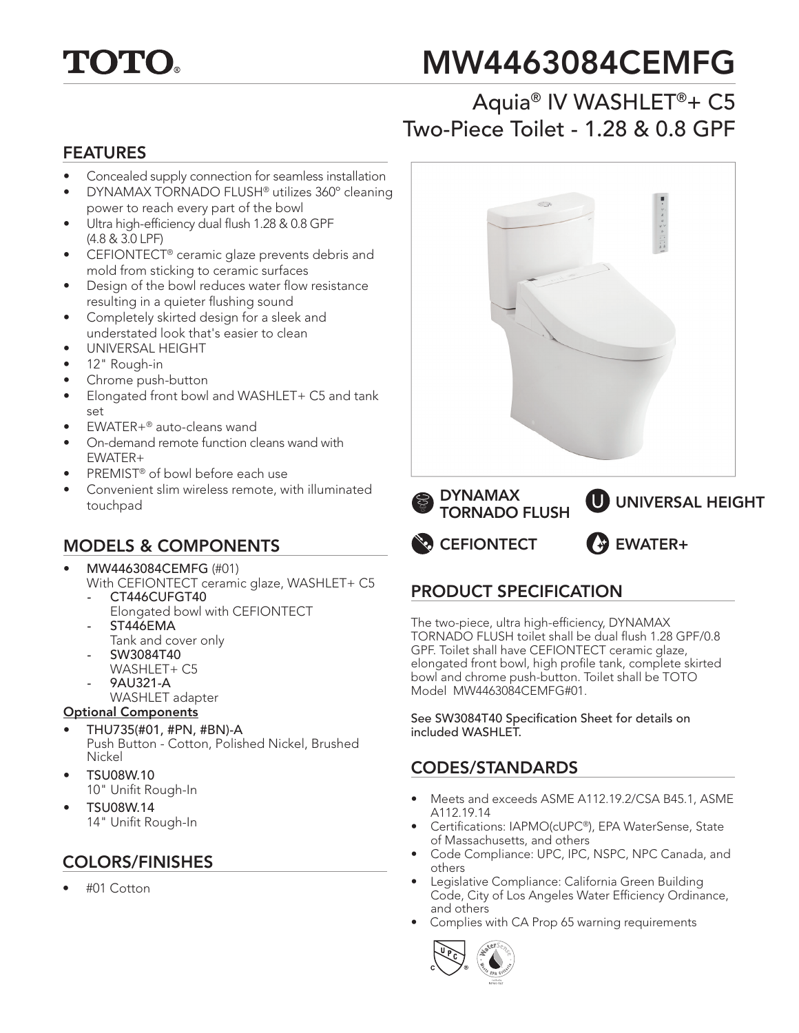# TOTO®

# MW4463084CEMFG

## Aquia® IV WASHLET®+ C5 Two-Piece Toilet - 1.28 & 0.8 GPF

## FEATURES

- Concealed supply connection for seamless installation
- DYNAMAX TORNADO FLUSH® utilizes 360° cleaning power to reach every part of the bowl
- Ultra high-efficiency dual flush 1.28 & 0.8 GPF (4.8 & 3.0 LPF)
- CEFIONTECT® ceramic glaze prevents debris and mold from sticking to ceramic surfaces
- Design of the bowl reduces water flow resistance resulting in a quieter flushing sound
- Completely skirted design for a sleek and understated look that's easier to clean
- UNIVERSAL HEIGHT
- 12" Rough-in
- Chrome push-button
- Elongated front bowl and WASHLET+ C5 and tank set
- EWATER+® auto-cleans wand
- On-demand remote function cleans wand with EWATER+
- PREMIST® of bowl before each use
- Convenient slim wireless remote, with illuminated touchpad

DYNAMAX TORNADO FLUSH | UNIVERSAL HEIGHT | CEFIONTECT | EWATER+

## MODELS & COMPONENTS

- MW4463084CEMFG (#01)
  With CEFIONTECT ceramic glaze, WASHLET+ C5
  - CT446CUFGT40
    Elongated bowl with CEFIONTECT
  - ST446EMA
    Tank and cover only
  - SW3084T40
    WASHLET+ C5
  - 9AU321-A
    WASHLET adapter

**Optional Components**

- THU735(#01, #PN, #BN)-A
  Push Button - Cotton, Polished Nickel, Brushed Nickel
- TSU08W.10
  10" Unifit Rough-In
- TSU08W.14
  14" Unifit Rough-In

## COLORS/FINISHES

- #01 Cotton

## PRODUCT SPECIFICATION

The two-piece, ultra high-efficiency, DYNAMAX TORNADO FLUSH toilet shall be dual flush 1.28 GPF/0.8 GPF. Toilet shall have CEFIONTECT ceramic glaze, elongated front bowl, high profile tank, complete skirted bowl and chrome push-button. Toilet shall be TOTO Model MW4463084CEMFG#01.

See SW3084T40 Specification Sheet for details on included WASHLET.

## CODES/STANDARDS

- Meets and exceeds ASME A112.19.2/CSA B45.1, ASME A112.19.14
- Certifications: IAPMO(cUPC®), EPA WaterSense, State of Massachusetts, and others
- Code Compliance: UPC, IPC, NSPC, NPC Canada, and others
- Legislative Compliance: California Green Building Code, City of Los Angeles Water Efficiency Ordinance, and others
- Complies with CA Prop 65 warning requirements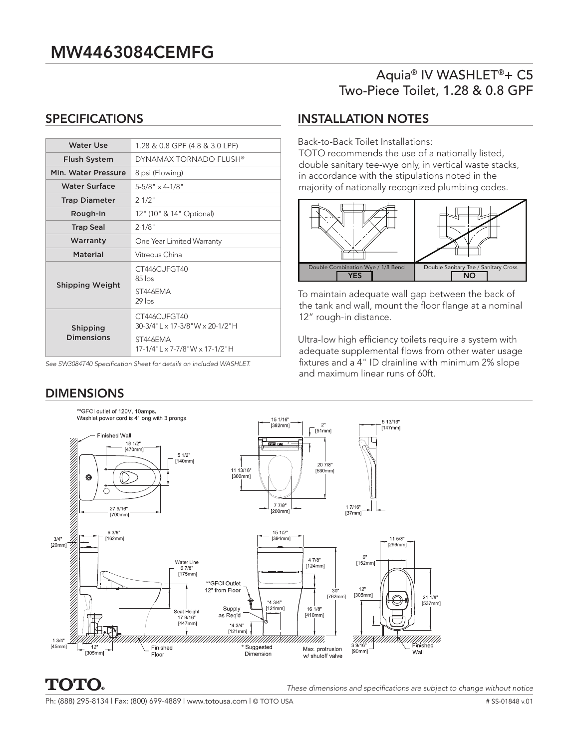# MW4463084CEMFG

Aquia® IV WASHLET®+ C5
Two-Piece Toilet, 1.28 & 0.8 GPF

## SPECIFICATIONS

| | |
|---|---|
| Water Use | 1.28 & 0.8 GPF (4.8 & 3.0 LPF) |
| Flush System | DYNAMAX TORNADO FLUSH® |
| Min. Water Pressure | 8 psi (Flowing) |
| Water Surface | 5-5/8" x 4-1/8" |
| Trap Diameter | 2-1/2" |
| Rough-in | 12" (10" & 14" Optional) |
| Trap Seal | 2-1/8" |
| Warranty | One Year Limited Warranty |
| Material | Vitreous China |
| Shipping Weight | CT446CUFGT40 85 lbs<br>ST446EMA 29 lbs |
| Shipping Dimensions | CT446CUFGT40 30-3/4"L x 17-3/8"W x 20-1/2"H<br>ST446EMA 17-1/4"L x 7-7/8"W x 17-1/2"H |

*See SW3084T40 Specification Sheet for details on included WASHLET.*

## INSTALLATION NOTES

Back-to-Back Toilet Installations:
TOTO recommends the use of a nationally listed, double sanitary tee-wye only, in vertical waste stacks, in accordance with the stipulations noted in the majority of nationally recognized plumbing codes.

Double Combination Wye / 1/8 Bend
YES

Double Sanitary Tee / Sanitary Cross
NO

To maintain adequate wall gap between the back of the tank and wall, mount the floor flange at a nominal 12" rough-in distance.

Ultra-low high efficiency toilets require a system with adequate supplemental flows from other water usage fixtures and a 4" ID drainline with minimum 2% slope and maximum linear runs of 60ft.

## DIMENSIONS

**GFCI outlet of 120V, 10amps.
Washlet power cord is 4' long with 3 prongs.

Finished Wall
18 1/2" [470mm]
5 1/2" [140mm]
27 9/16" [700mm]
15 1/16" [382mm]
2" [51mm]
11 13/16" [300mm]
20 7/8" [530mm]
7 7/8" [200mm]
5 13/16" [147mm]
1 7/16" [37mm]
3/4" [20mm]
6 3/8" [162mm]
Water Line 6 7/8" [175mm]
Seat Height 17 9/16" [447mm]
1 3/4" [45mm]
12" [305mm]
Finished Floor
15 1/2" [394mm]
4 7/8" [124mm]
**GFCI Outlet 12" from Floor
*4 3/4" [121mm]
Supply as Req'd
*4 3/4" [121mm]
30" [762mm]
16 1/8" [410mm]
* Suggested Dimension
Max. protrusion w/ shutoff valve
11 5/8" [296mm]
6" [152mm]
12" [305mm]
21 1/8" [537mm]
3 9/16" [90mm]
Finished Wall

*These dimensions and specifications are subject to change without notice*

TOTO®

Ph: (888) 295-8134 | Fax: (800) 699-4889 | www.totousa.com | © TOTO USA

# SS-01848 v.01